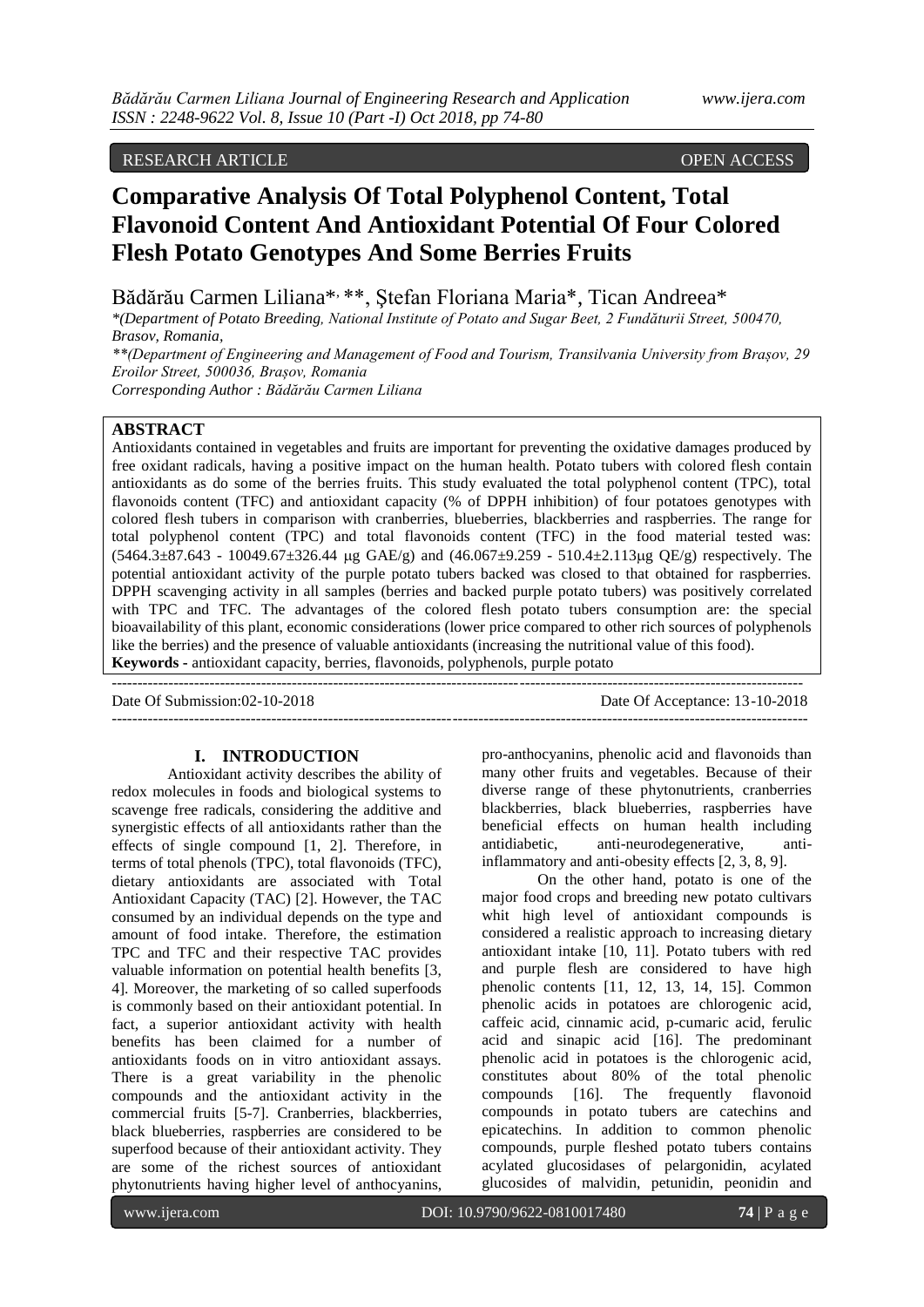RESEARCH ARTICLE OPEN ACCESS

# Comparative Analysis Of Total Polyphenol Content, Total Flavonoid Content And Antioxidant Potential Of Four Colored Flesh Potato Genotypes And Some Berries Fruits

Bădărău Carmen Liliana*, **, Ştefan Floriana Maria*, Tican Andreea*

*(Department of Potato Breeding, National Institute of Potato and Sugar Beet, 2 Fundăturii Street, 500470, Brasov, Romania,

**(Department of Engineering and Management of Food and Tourism, Transilvania University from Brașov, 29 Eroilor Street, 500036, Brașov, Romania

Corresponding Author : Bădărău Carmen Liliana

## ABSTRACT

Antioxidants contained in vegetables and fruits are important for preventing the oxidative damages produced by free oxidant radicals, having a positive impact on the human health. Potato tubers with colored flesh contain antioxidants as do some of the berries fruits. This study evaluated the total polyphenol content (TPC), total flavonoids content (TFC) and antioxidant capacity (% of DPPH inhibition) of four potatoes genotypes with colored flesh tubers in comparison with cranberries, blueberries, blackberries and raspberries. The range for total polyphenol content (TPC) and total flavonoids content (TFC) in the food material tested was: (5464.3±87.643 - 10049.67±326.44 μg GAE/g) and (46.067±9.259 - 510.4±2.113μg QE/g) respectively. The potential antioxidant activity of the purple potato tubers backed was closed to that obtained for raspberries. DPPH scavenging activity in all samples (berries and backed purple potato tubers) was positively correlated with TPC and TFC. The advantages of the colored flesh potato tubers consumption are: the special bioavailability of this plant, economic considerations (lower price compared to other rich sources of polyphenols like the berries) and the presence of valuable antioxidants (increasing the nutritional value of this food).

**Keywords -** antioxidant capacity, berries, flavonoids, polyphenols, purple potato

Date Of Submission:02-10-2018 Date Of Acceptance: 13-10-2018

## I. INTRODUCTION

Antioxidant activity describes the ability of redox molecules in foods and biological systems to scavenge free radicals, considering the additive and synergistic effects of all antioxidants rather than the effects of single compound [1, 2]. Therefore, in terms of total phenols (TPC), total flavonoids (TFC), dietary antioxidants are associated with Total Antioxidant Capacity (TAC) [2]. However, the TAC consumed by an individual depends on the type and amount of food intake. Therefore, the estimation TPC and TFC and their respective TAC provides valuable information on potential health benefits [3, 4]. Moreover, the marketing of so called superfoods is commonly based on their antioxidant potential. In fact, a superior antioxidant activity with health benefits has been claimed for a number of antioxidants foods on in vitro antioxidant assays. There is a great variability in the phenolic compounds and the antioxidant activity in the commercial fruits [5-7]. Cranberries, blackberries, black blueberries, raspberries are considered to be superfood because of their antioxidant activity. They are some of the richest sources of antioxidant phytonutrients having higher level of anthocyanins, pro-anthocyanins, phenolic acid and flavonoids than many other fruits and vegetables. Because of their diverse range of these phytonutrients, cranberries blackberries, black blueberries, raspberries have beneficial effects on human health including antidiabetic, anti-neurodegenerative, anti-inflammatory and anti-obesity effects [2, 3, 8, 9].

On the other hand, potato is one of the major food crops and breeding new potato cultivars whit high level of antioxidant compounds is considered a realistic approach to increasing dietary antioxidant intake [10, 11]. Potato tubers with red and purple flesh are considered to have high phenolic contents [11, 12, 13, 14, 15]. Common phenolic acids in potatoes are chlorogenic acid, caffeic acid, cinnamic acid, p-cumaric acid, ferulic acid and sinapic acid [16]. The predominant phenolic acid in potatoes is the chlorogenic acid, constitutes about 80% of the total phenolic compounds [16]. The frequently flavonoid compounds in potato tubers are catechins and epicatechins. In addition to common phenolic compounds, purple fleshed potato tubers contains acylated glucosidases of pelargonidin, acylated glucosides of malvidin, petunidin, peonidin and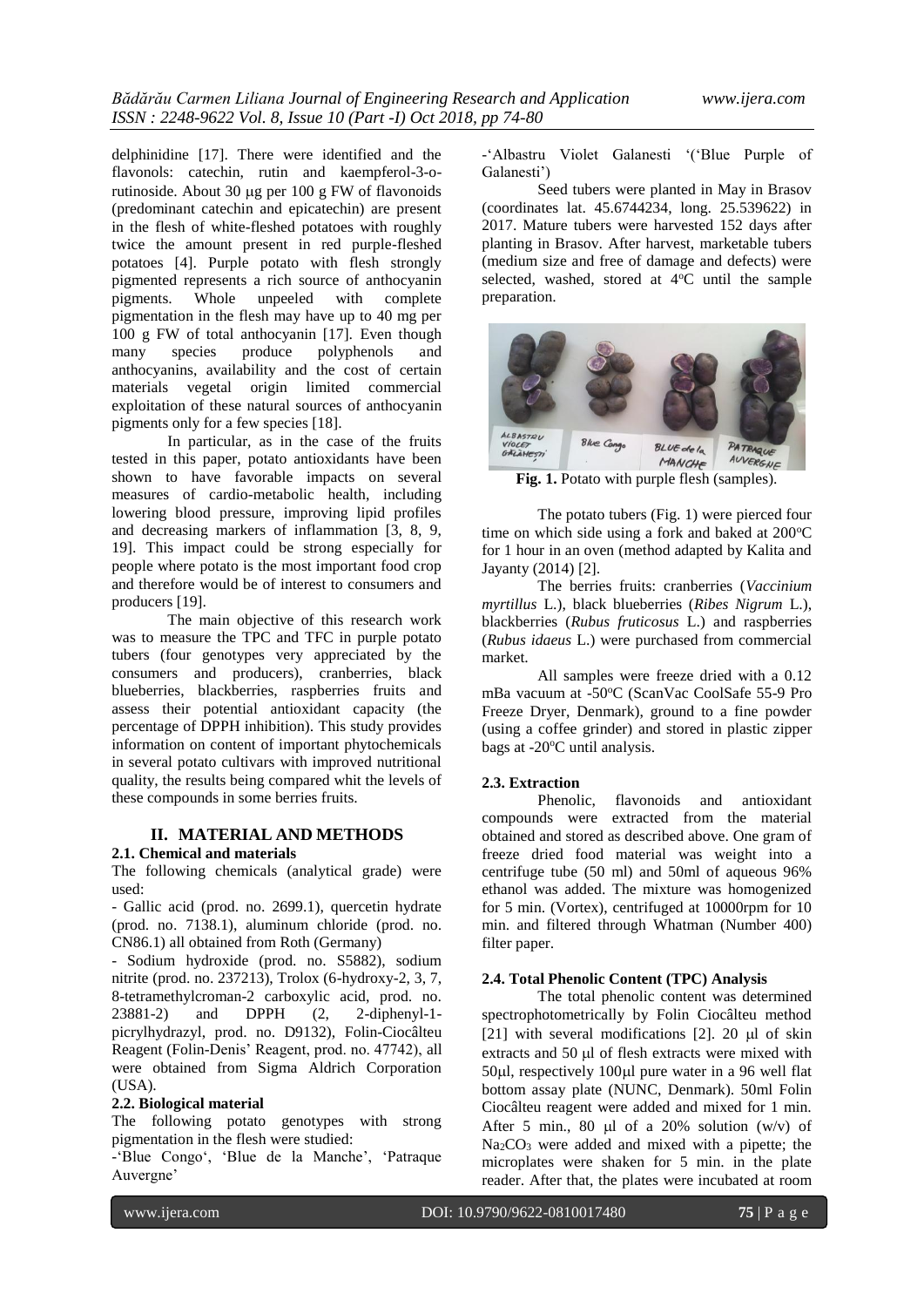delphinidine [17]. There were identified and the flavonols: catechin, rutin and kaempferol-3-o-rutinoside. About 30 μg per 100 g FW of flavonoids (predominant catechin and epicatechin) are present in the flesh of white-fleshed potatoes with roughly twice the amount present in red purple-fleshed potatoes [4]. Purple potato with flesh strongly pigmented represents a rich source of anthocyanin pigments. Whole unpeeled with complete pigmentation in the flesh may have up to 40 mg per 100 g FW of total anthocyanin [17]. Even though many species produce polyphenols and anthocyanins, availability and the cost of certain materials vegetal origin limited commercial exploitation of these natural sources of anthocyanin pigments only for a few species [18].

In particular, as in the case of the fruits tested in this paper, potato antioxidants have been shown to have favorable impacts on several measures of cardio-metabolic health, including lowering blood pressure, improving lipid profiles and decreasing markers of inflammation [3, 8, 9, 19]. This impact could be strong especially for people where potato is the most important food crop and therefore would be of interest to consumers and producers [19].

The main objective of this research work was to measure the TPC and TFC in purple potato tubers (four genotypes very appreciated by the consumers and producers), cranberries, black blueberries, blackberries, raspberries fruits and assess their potential antioxidant capacity (the percentage of DPPH inhibition). This study provides information on content of important phytochemicals in several potato cultivars with improved nutritional quality, the results being compared whit the levels of these compounds in some berries fruits.

## II. MATERIAL AND METHODS

### 2.1. Chemical and materials

The following chemicals (analytical grade) were used:

- Gallic acid (prod. no. 2699.1), quercetin hydrate (prod. no. 7138.1), aluminum chloride (prod. no. CN86.1) all obtained from Roth (Germany)
- Sodium hydroxide (prod. no. S5882), sodium nitrite (prod. no. 237213), Trolox (6-hydroxy-2, 3, 7, 8-tetramethylcroman-2 carboxylic acid, prod. no. 23881-2) and DPPH (2, 2-diphenyl-1-picrylhydrazyl, prod. no. D9132), Folin-Ciocâlteu Reagent (Folin-Denis' Reagent, prod. no. 47742), all were obtained from Sigma Aldrich Corporation (USA).

### 2.2. Biological material

The following potato genotypes with strong pigmentation in the flesh were studied:

-'Blue Congo', 'Blue de la Manche', 'Patraque Auvergne'

-'Albastru Violet Galanesti '('Blue Purple of Galanesti')

Seed tubers were planted in May in Brasov (coordinates lat. 45.6744234, long. 25.539622) in 2017. Mature tubers were harvested 152 days after planting in Brasov. After harvest, marketable tubers (medium size and free of damage and defects) were selected, washed, stored at 4°C until the sample preparation.

**Fig. 1.** Potato with purple flesh (samples).

The potato tubers (Fig. 1) were pierced four time on which side using a fork and baked at 200°C for 1 hour in an oven (method adapted by Kalita and Jayanty (2014) [2].

The berries fruits: cranberries (*Vaccinium myrtillus* L.), black blueberries (*Ribes Nigrum* L.), blackberries (*Rubus fruticosus* L.) and raspberries (*Rubus idaeus* L.) were purchased from commercial market.

All samples were freeze dried with a 0.12 mBa vacuum at -50°C (ScanVac CoolSafe 55-9 Pro Freeze Dryer, Denmark), ground to a fine powder (using a coffee grinder) and stored in plastic zipper bags at -20°C until analysis.

### 2.3. Extraction

Phenolic, flavonoids and antioxidant compounds were extracted from the material obtained and stored as described above. One gram of freeze dried food material was weight into a centrifuge tube (50 ml) and 50ml of aqueous 96% ethanol was added. The mixture was homogenized for 5 min. (Vortex), centrifuged at 10000rpm for 10 min. and filtered through Whatman (Number 400) filter paper.

### 2.4. Total Phenolic Content (TPC) Analysis

The total phenolic content was determined spectrophotometrically by Folin Ciocâlteu method [21] with several modifications [2]. 20 μl of skin extracts and 50 μl of flesh extracts were mixed with 50μl, respectively 100μl pure water in a 96 well flat bottom assay plate (NUNC, Denmark). 50ml Folin Ciocâlteu reagent were added and mixed for 1 min. After 5 min., 80 μl of a 20% solution (w/v) of $Na_2CO_3$ were added and mixed with a pipette; the microplates were shaken for 5 min. in the plate reader. After that, the plates were incubated at room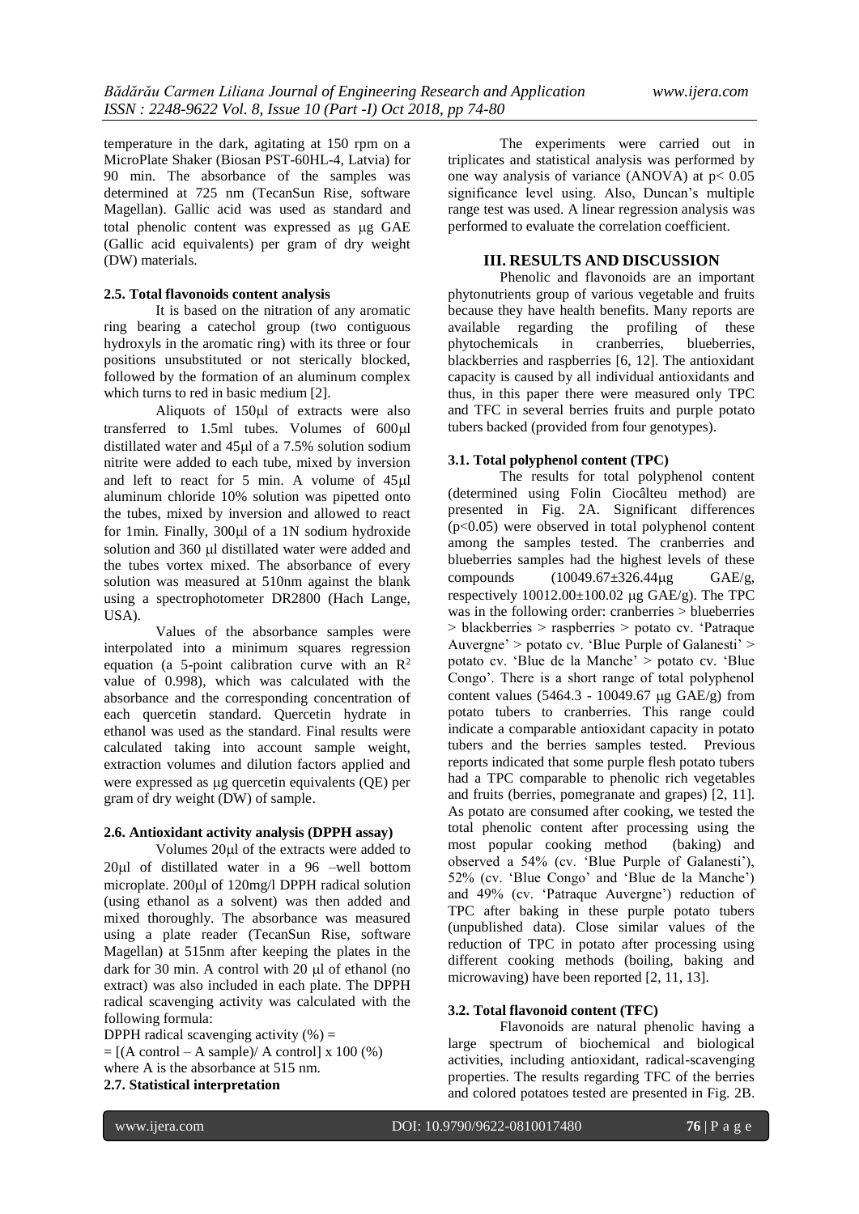temperature in the dark, agitating at 150 rpm on a MicroPlate Shaker (Biosan PST-60HL-4, Latvia) for 90 min. The absorbance of the samples was determined at 725 nm (TecanSun Rise, software Magellan). Gallic acid was used as standard and total phenolic content was expressed as μg GAE (Gallic acid equivalents) per gram of dry weight (DW) materials.

### 2.5. Total flavonoids content analysis

It is based on the nitration of any aromatic ring bearing a catechol group (two contiguous hydroxyls in the aromatic ring) with its three or four positions unsubstituted or not sterically blocked, followed by the formation of an aluminum complex which turns to red in basic medium [2].

Aliquots of 150μl of extracts were also transferred to 1.5ml tubes. Volumes of 600μl distilled water and 45μl of a 7.5% solution sodium nitrite were added to each tube, mixed by inversion and left to react for 5 min. A volume of 45μl aluminum chloride 10% solution was pipetted onto the tubes, mixed by inversion and allowed to react for 1min. Finally, 300μl of a 1N sodium hydroxide solution and 360 μl distilled water were added and the tubes vortex mixed. The absorbance of every solution was measured at 510nm against the blank using a spectrophotometer DR2800 (Hach Lange, USA).

Values of the absorbance samples were interpolated into a minimum squares regression equation (a 5-point calibration curve with an $R^2$ value of 0.998), which was calculated with the absorbance and the corresponding concentration of each quercetin standard. Quercetin hydrate in ethanol was used as the standard. Final results were calculated taking into account sample weight, extraction volumes and dilution factors applied and were expressed as μg quercetin equivalents (QE) per gram of dry weight (DW) of sample.

### 2.6. Antioxidant activity analysis (DPPH assay)

Volumes 20μl of the extracts were added to 20μl of distilled water in a 96 –well bottom microplate. 200μl of 120mg/l DPPH radical solution (using ethanol as a solvent) was then added and mixed thoroughly. The absorbance was measured using a plate reader (TecanSun Rise, software Magellan) at 515nm after keeping the plates in the dark for 30 min. A control with 20 μl of ethanol (no extract) was also included in each plate. The DPPH radical scavenging activity was calculated with the following formula:

DPPH radical scavenging activity (%) =

$$= [(A\ control - A\ sample)/\ A\ control] \times 100\ (\%)$$

where A is the absorbance at 515 nm.

### 2.7. Statistical interpretation

The experiments were carried out in triplicates and statistical analysis was performed by one way analysis of variance (ANOVA) at $p < 0.05$ significance level using. Also, Duncan's multiple range test was used. A linear regression analysis was performed to evaluate the correlation coefficient.

## III. RESULTS AND DISCUSSION

Phenolic and flavonoids are an important phytonutrients group of various vegetable and fruits because they have health benefits. Many reports are available regarding the profiling of these phytochemicals in cranberries, blueberries, blackberries and raspberries [6, 12]. The antioxidant capacity is caused by all individual antioxidants and thus, in this paper there were measured only TPC and TFC in several berries fruits and purple potato tubers backed (provided from four genotypes).

### 3.1. Total polyphenol content (TPC)

The results for total polyphenol content (determined using Folin Ciocâlteu method) are presented in Fig. 2A. Significant differences ($p<0.05$) were observed in total polyphenol content among the samples tested. The cranberries and blueberries samples had the highest levels of these compounds (10049.67±326.44μg GAE/g, respectively 10012.00±100.02 μg GAE/g). The TPC was in the following order: cranberries > blueberries > blackberries > raspberries > potato cv. 'Patraque Auvergne' > potato cv. 'Blue Purple of Galanesti' > potato cv. 'Blue de la Manche' > potato cv. 'Blue Congo'. There is a short range of total polyphenol content values (5464.3 - 10049.67 μg GAE/g) from potato tubers to cranberries. This range could indicate a comparable antioxidant capacity in potato tubers and the berries samples tested. Previous reports indicated that some purple flesh potato tubers had a TPC comparable to phenolic rich vegetables and fruits (berries, pomegranate and grapes) [2, 11]. As potato are consumed after cooking, we tested the total phenolic content after processing using the most popular cooking method (baking) and observed a 54% (cv. 'Blue Purple of Galanesti'), 52% (cv. 'Blue Congo' and 'Blue de la Manche') and 49% (cv. 'Patraque Auvergne') reduction of TPC after baking in these purple potato tubers (unpublished data). Close similar values of the reduction of TPC in potato after processing using different cooking methods (boiling, baking and microwaving) have been reported [2, 11, 13].

### 3.2. Total flavonoid content (TFC)

Flavonoids are natural phenolic having a large spectrum of biochemical and biological activities, including antioxidant, radical-scavenging properties. The results regarding TFC of the berries and colored potatoes tested are presented in Fig. 2B.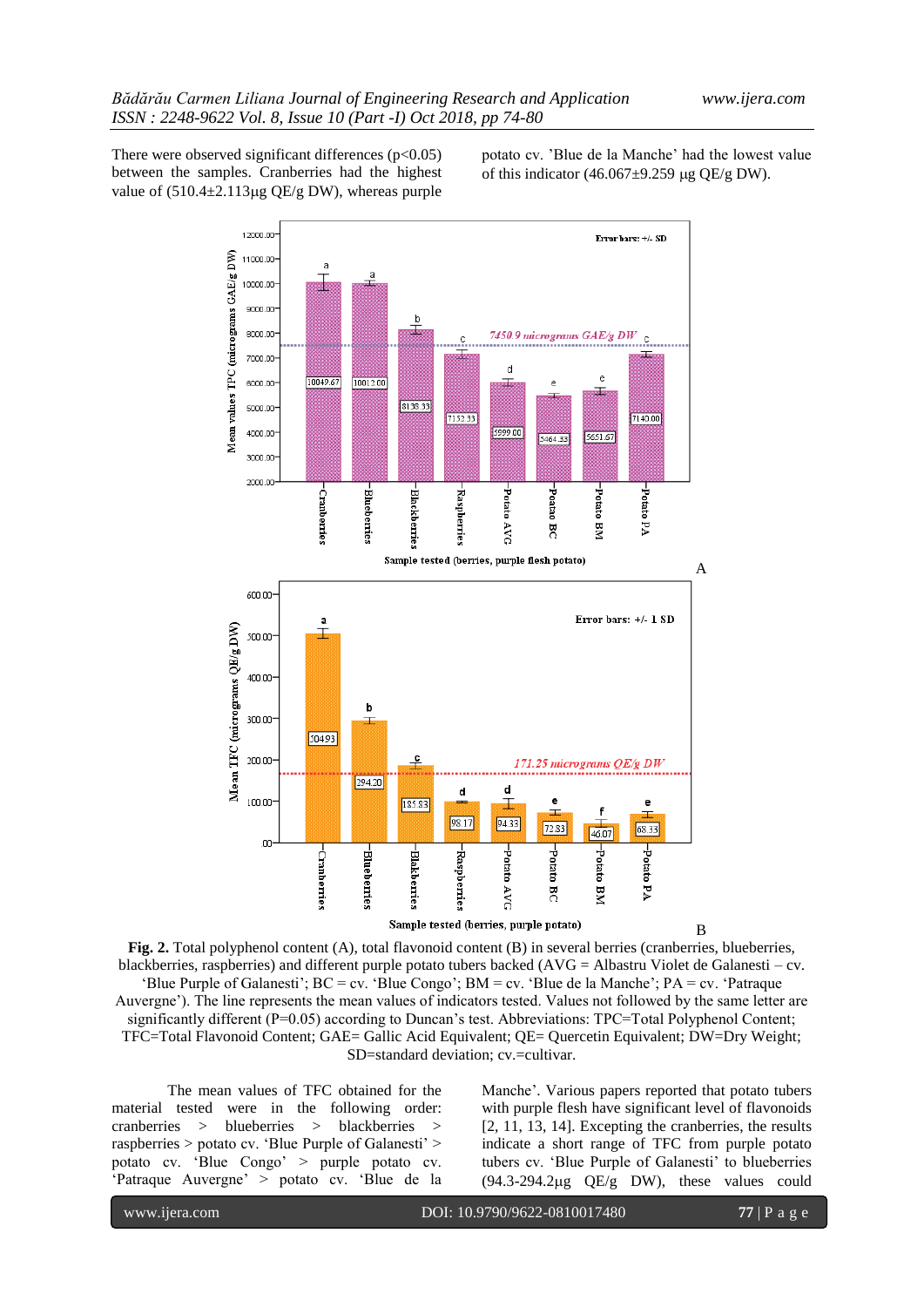There were observed significant differences ($p<0.05$) between the samples. Cranberries had the highest value of (510.4±2.113µg QE/g DW), whereas purple potato cv. 'Blue de la Manche' had the lowest value of this indicator (46.067±9.259 µg QE/g DW).

**Fig. 2.** Total polyphenol content (A), total flavonoid content (B) in several berries (cranberries, blueberries, blackberries, raspberries) and different purple potato tubers backed (AVG = Albastru Violet de Galanesti – cv. 'Blue Purple of Galanesti'; BC = cv. 'Blue Congo'; BM = cv. 'Blue de la Manche'; PA = cv. 'Patraque Auvergne'). The line represents the mean values of indicators tested. Values not followed by the same letter are significantly different (P=0.05) according to Duncan's test. Abbreviations: TPC=Total Polyphenol Content; TFC=Total Flavonoid Content; GAE= Gallic Acid Equivalent; QE= Quercetin Equivalent; DW=Dry Weight; SD=standard deviation; cv.=cultivar.

The mean values of TFC obtained for the material tested were in the following order: cranberries > blueberries > blackberries > raspberries > potato cv. 'Blue Purple of Galanesti' > potato cv. 'Blue Congo' > purple potato cv. 'Patraque Auvergne' > potato cv. 'Blue de la Manche'. Various papers reported that potato tubers with purple flesh have significant level of flavonoids [2, 11, 13, 14]. Excepting the cranberries, the results indicate a short range of TFC from purple potato tubers cv. 'Blue Purple of Galanesti' to blueberries (94.3-294.2µg QE/g DW), these values could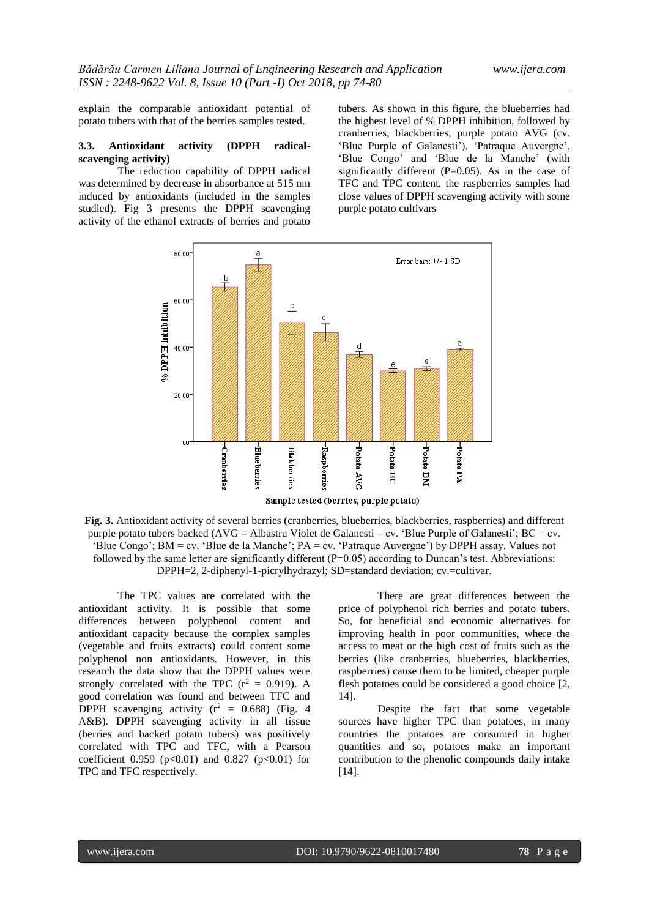explain the comparable antioxidant potential of potato tubers with that of the berries samples tested.

### 3.3. Antioxidant activity (DPPH radical-scavenging activity)

The reduction capability of DPPH radical was determined by decrease in absorbance at 515 nm induced by antioxidants (included in the samples studied). Fig 3 presents the DPPH scavenging activity of the ethanol extracts of berries and potato tubers. As shown in this figure, the blueberries had the highest level of % DPPH inhibition, followed by cranberries, blackberries, purple potato AVG (cv. 'Blue Purple of Galanesti'), 'Patraque Auvergne', 'Blue Congo' and 'Blue de la Manche' (with significantly different (P=0.05). As in the case of TFC and TPC content, the raspberries samples had close values of DPPH scavenging activity with some purple potato cultivars

**Fig. 3.** Antioxidant activity of several berries (cranberries, blueberries, blackberries, raspberries) and different purple potato tubers backed (AVG = Albastru Violet de Galanesti – cv. 'Blue Purple of Galanesti'; BC = cv. 'Blue Congo'; BM = cv. 'Blue de la Manche'; PA = cv. 'Patraque Auvergne') by DPPH assay. Values not followed by the same letter are significantly different (P=0.05) according to Duncan's test. Abbreviations: DPPH=2, 2-diphenyl-1-picrylhydrazyl; SD=standard deviation; cv.=cultivar.

The TPC values are correlated with the antioxidant activity. It is possible that some differences between polyphenol content and antioxidant capacity because the complex samples (vegetable and fruits extracts) could content some polyphenol non antioxidants. However, in this research the data show that the DPPH values were strongly correlated with the TPC ($r^2$ = 0.919). A good correlation was found and between TFC and DPPH scavenging activity ($r^2$ = 0.688) (Fig. 4 A&B). DPPH scavenging activity in all tissue (berries and backed potato tubers) was positively correlated with TPC and TFC, with a Pearson coefficient 0.959 ($p<0.01$) and 0.827 ($p<0.01$) for TPC and TFC respectively.

There are great differences between the price of polyphenol rich berries and potato tubers. So, for beneficial and economic alternatives for improving health in poor communities, where the access to meat or the high cost of fruits such as the berries (like cranberries, blueberries, blackberries, raspberries) cause them to be limited, cheaper purple flesh potatoes could be considered a good choice [2, 14].

Despite the fact that some vegetable sources have higher TPC than potatoes, in many countries the potatoes are consumed in higher quantities and so, potatoes make an important contribution to the phenolic compounds daily intake [14].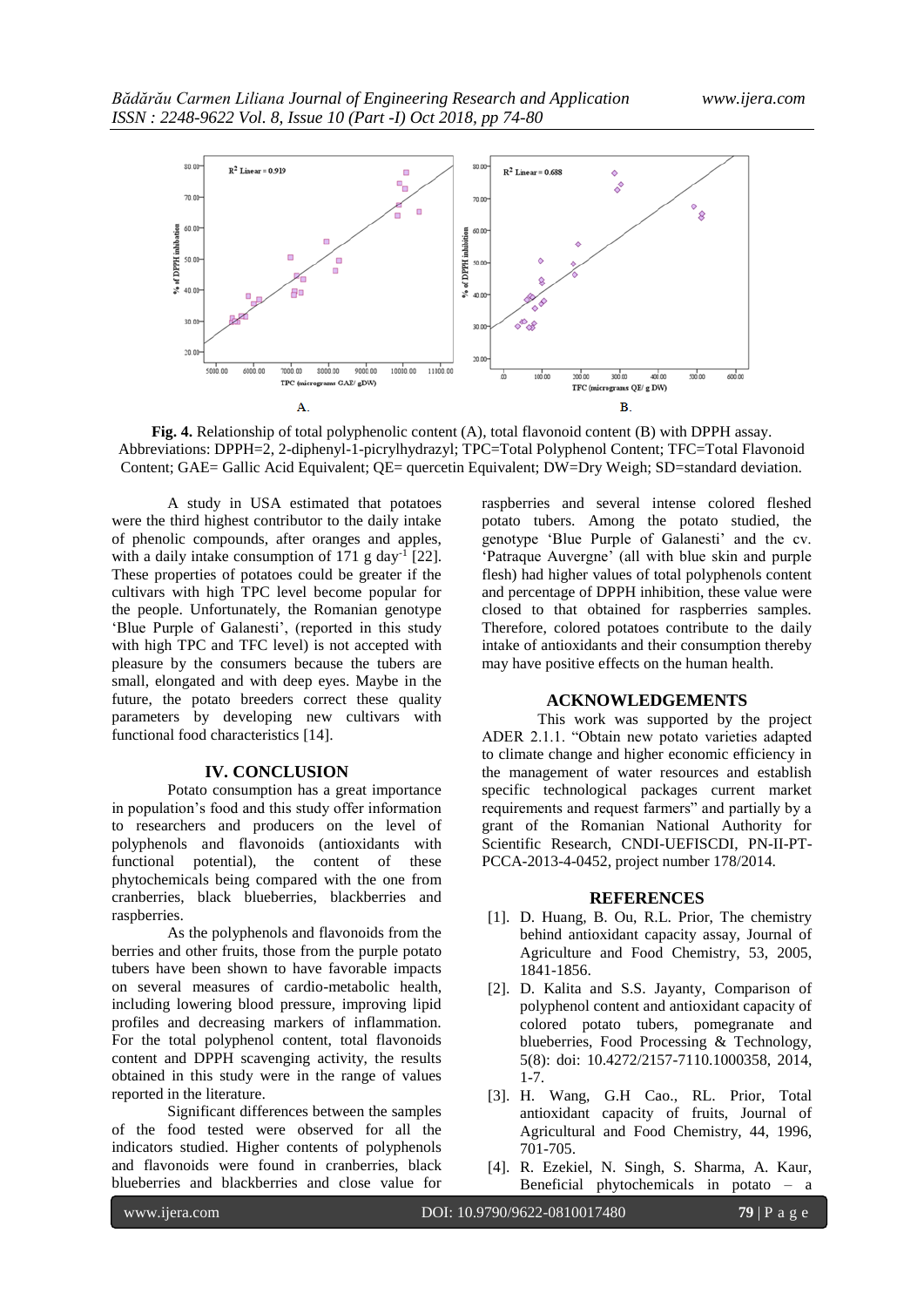**Fig. 4.** Relationship of total polyphenolic content (A), total flavonoid content (B) with DPPH assay. Abbreviations: DPPH=2, 2-diphenyl-1-picrylhydrazyl; TPC=Total Polyphenol Content; TFC=Total Flavonoid Content; GAE= Gallic Acid Equivalent; QE= quercetin Equivalent; DW=Dry Weigh; SD=standard deviation.

A study in USA estimated that potatoes were the third highest contributor to the daily intake of phenolic compounds, after oranges and apples, with a daily intake consumption of 171 g $day^{-1}$ [22]. These properties of potatoes could be greater if the cultivars with high TPC level become popular for the people. Unfortunately, the Romanian genotype 'Blue Purple of Galanesti', (reported in this study with high TPC and TFC level) is not accepted with pleasure by the consumers because the tubers are small, elongated and with deep eyes. Maybe in the future, the potato breeders correct these quality parameters by developing new cultivars with functional food characteristics [14].

## IV. CONCLUSION

Potato consumption has a great importance in population's food and this study offer information to researchers and producers on the level of polyphenols and flavonoids (antioxidants with functional potential), the content of these phytochemicals being compared with the one from cranberries, black blueberries, blackberries and raspberries.

As the polyphenols and flavonoids from the berries and other fruits, those from the purple potato tubers have been shown to have favorable impacts on several measures of cardio-metabolic health, including lowering blood pressure, improving lipid profiles and decreasing markers of inflammation. For the total polyphenol content, total flavonoids content and DPPH scavenging activity, the results obtained in this study were in the range of values reported in the literature.

Significant differences between the samples of the food tested were observed for all the indicators studied. Higher contents of polyphenols and flavonoids were found in cranberries, black blueberries and blackberries and close value for raspberries and several intense colored fleshed potato tubers. Among the potato studied, the genotype 'Blue Purple of Galanesti' and the cv. 'Patraque Auvergne' (all with blue skin and purple flesh) had higher values of total polyphenols content and percentage of DPPH inhibition, these value were closed to that obtained for raspberries samples. Therefore, colored potatoes contribute to the daily intake of antioxidants and their consumption thereby may have positive effects on the human health.

## ACKNOWLEDGEMENTS

This work was supported by the project ADER 2.1.1. "Obtain new potato varieties adapted to climate change and higher economic efficiency in the management of water resources and establish specific technological packages current market requirements and request farmers" and partially by a grant of the Romanian National Authority for Scientific Research, CNDI-UEFISCDI, PN-II-PT-PCCA-2013-4-0452, project number 178/2014.

## REFERENCES

[1]. D. Huang, B. Ou, R.L. Prior, The chemistry behind antioxidant capacity assay, Journal of Agriculture and Food Chemistry, 53, 2005, 1841-1856.

[2]. D. Kalita and S.S. Jayanty, Comparison of polyphenol content and antioxidant capacity of colored potato tubers, pomegranate and blueberries, Food Processing & Technology, 5(8): doi: 10.4272/2157-7110.1000358, 2014, 1-7.

[3]. H. Wang, G.H Cao., RL. Prior, Total antioxidant capacity of fruits, Journal of Agricultural and Food Chemistry, 44, 1996, 701-705.

[4]. R. Ezekiel, N. Singh, S. Sharma, A. Kaur, Beneficial phytochemicals in potato – a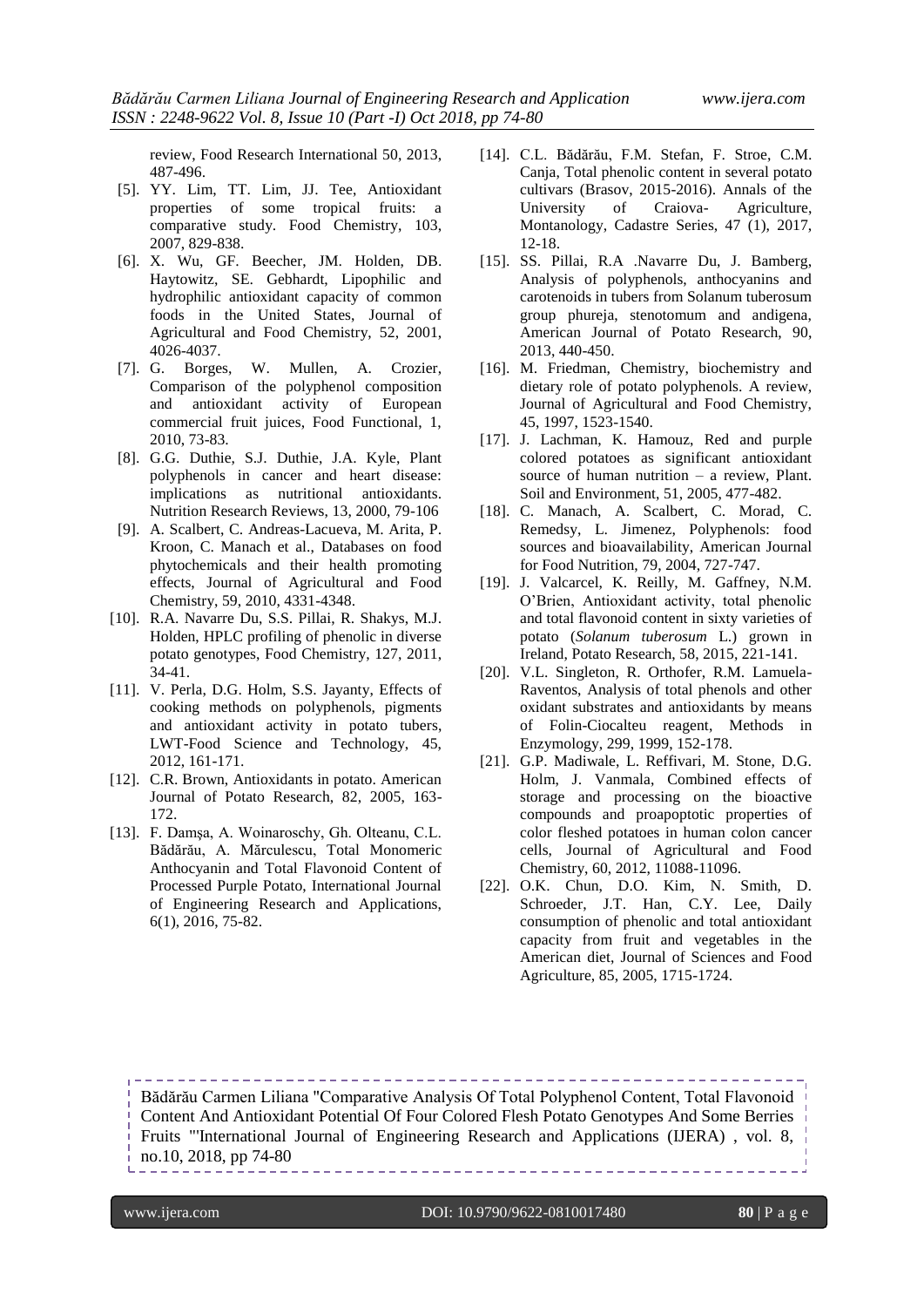review, Food Research International 50, 2013, 487-496.

[5]. YY. Lim, TT. Lim, JJ. Tee, Antioxidant properties of some tropical fruits: a comparative study. Food Chemistry, 103, 2007, 829-838.

[6]. X. Wu, GF. Beecher, JM. Holden, DB. Haytowitz, SE. Gebhardt, Lipophilic and hydrophilic antioxidant capacity of common foods in the United States, Journal of Agricultural and Food Chemistry, 52, 2001, 4026-4037.

[7]. G. Borges, W. Mullen, A. Crozier, Comparison of the polyphenol composition and antioxidant activity of European commercial fruit juices, Food Functional, 1, 2010, 73-83.

[8]. G.G. Duthie, S.J. Duthie, J.A. Kyle, Plant polyphenols in cancer and heart disease: implications as nutritional antioxidants. Nutrition Research Reviews, 13, 2000, 79-106

[9]. A. Scalbert, C. Andreas-Lacueva, M. Arita, P. Kroon, C. Manach et al., Databases on food phytochemicals and their health promoting effects, Journal of Agricultural and Food Chemistry, 59, 2010, 4331-4348.

[10]. R.A. Navarre Du, S.S. Pillai, R. Shakys, M.J. Holden, HPLC profiling of phenolic in diverse potato genotypes, Food Chemistry, 127, 2011, 34-41.

[11]. V. Perla, D.G. Holm, S.S. Jayanty, Effects of cooking methods on polyphenols, pigments and antioxidant activity in potato tubers, LWT-Food Science and Technology, 45, 2012, 161-171.

[12]. C.R. Brown, Antioxidants in potato. American Journal of Potato Research, 82, 2005, 163-172.

[13]. F. Damşa, A. Woinaroschy, Gh. Olteanu, C.L. Bădărău, A. Mărculescu, Total Monomeric Anthocyanin and Total Flavonoid Content of Processed Purple Potato, International Journal of Engineering Research and Applications, 6(1), 2016, 75-82.

[14]. C.L. Bădărău, F.M. Stefan, F. Stroe, C.M. Canja, Total phenolic content in several potato cultivars (Brasov, 2015-2016). Annals of the University of Craiova- Agriculture, Montanology, Cadastre Series, 47 (1), 2017, 12-18.

[15]. SS. Pillai, R.A .Navarre Du, J. Bamberg, Analysis of polyphenols, anthocyanins and carotenoids in tubers from Solanum tuberosum group phureja, stenotomum and andigena, American Journal of Potato Research, 90, 2013, 440-450.

[16]. M. Friedman, Chemistry, biochemistry and dietary role of potato polyphenols. A review, Journal of Agricultural and Food Chemistry, 45, 1997, 1523-1540.

[17]. J. Lachman, K. Hamouz, Red and purple colored potatoes as significant antioxidant source of human nutrition – a review, Plant. Soil and Environment, 51, 2005, 477-482.

[18]. C. Manach, A. Scalbert, C. Morad, C. Remedsy, L. Jimenez, Polyphenols: food sources and bioavailability, American Journal for Food Nutrition, 79, 2004, 727-747.

[19]. J. Valcarcel, K. Reilly, M. Gaffney, N.M. O'Brien, Antioxidant activity, total phenolic and total flavonoid content in sixty varieties of potato (*Solanum tuberosum* L.) grown in Ireland, Potato Research, 58, 2015, 221-141.

[20]. V.L. Singleton, R. Orthofer, R.M. Lamuela-Raventos, Analysis of total phenols and other oxidant substrates and antioxidants by means of Folin-Ciocalteu reagent, Methods in Enzymology, 299, 1999, 152-178.

[21]. G.P. Madiwale, L. Reffivari, M. Stone, D.G. Holm, J. Vanmala, Combined effects of storage and processing on the bioactive compounds and proapoptotic properties of color fleshed potatoes in human colon cancer cells, Journal of Agricultural and Food Chemistry, 60, 2012, 11088-11096.

[22]. O.K. Chun, D.O. Kim, N. Smith, D. Schroeder, J.T. Han, C.Y. Lee, Daily consumption of phenolic and total antioxidant capacity from fruit and vegetables in the American diet, Journal of Sciences and Food Agriculture, 85, 2005, 1715-1724.

Bădărău Carmen Liliana "Comparative Analysis Of Total Polyphenol Content, Total Flavonoid Content And Antioxidant Potential Of Four Colored Flesh Potato Genotypes And Some Berries Fruits "'International Journal of Engineering Research and Applications (IJERA) , vol. 8, no.10, 2018, pp 74-80